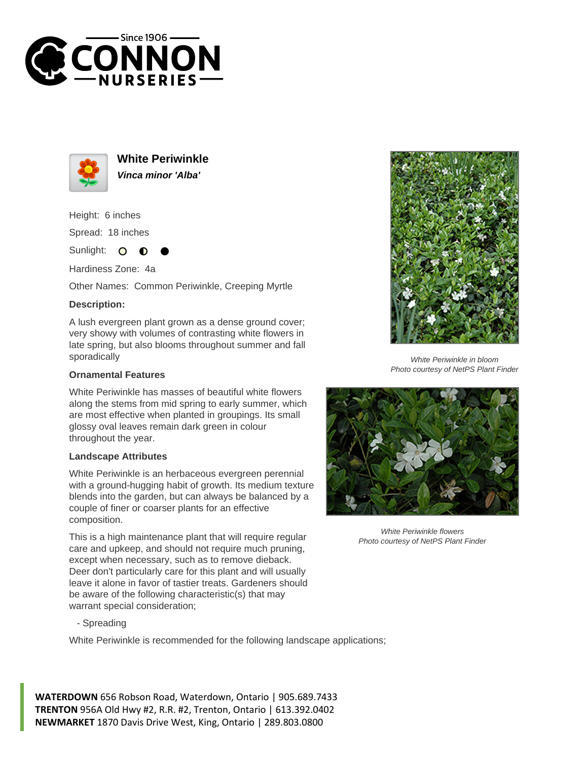# White Periwinkle

***Vinca minor 'Alba'***

Height: 6 inches

Spread: 18 inches

Sunlight:

Hardiness Zone: 4a

Other Names: Common Periwinkle, Creeping Myrtle

**Description:**

A lush evergreen plant grown as a dense ground cover; very showy with volumes of contrasting white flowers in late spring, but also blooms throughout summer and fall sporadically

**Ornamental Features**

White Periwinkle has masses of beautiful white flowers along the stems from mid spring to early summer, which are most effective when planted in groupings. Its small glossy oval leaves remain dark green in colour throughout the year.

**Landscape Attributes**

White Periwinkle is an herbaceous evergreen perennial with a ground-hugging habit of growth. Its medium texture blends into the garden, but can always be balanced by a couple of finer or coarser plants for an effective composition.

This is a high maintenance plant that will require regular care and upkeep, and should not require much pruning, except when necessary, such as to remove dieback. Deer don't particularly care for this plant and will usually leave it alone in favor of tastier treats. Gardeners should be aware of the following characteristic(s) that may warrant special consideration;

- Spreading

White Periwinkle is recommended for the following landscape applications;

*White Periwinkle in bloom*
*Photo courtesy of NetPS Plant Finder*

*White Periwinkle flowers*
*Photo courtesy of NetPS Plant Finder*

**WATERDOWN** 656 Robson Road, Waterdown, Ontario | 905.689.7433
**TRENTON** 956A Old Hwy #2, R.R. #2, Trenton, Ontario | 613.392.0402
**NEWMARKET** 1870 Davis Drive West, King, Ontario | 289.803.0800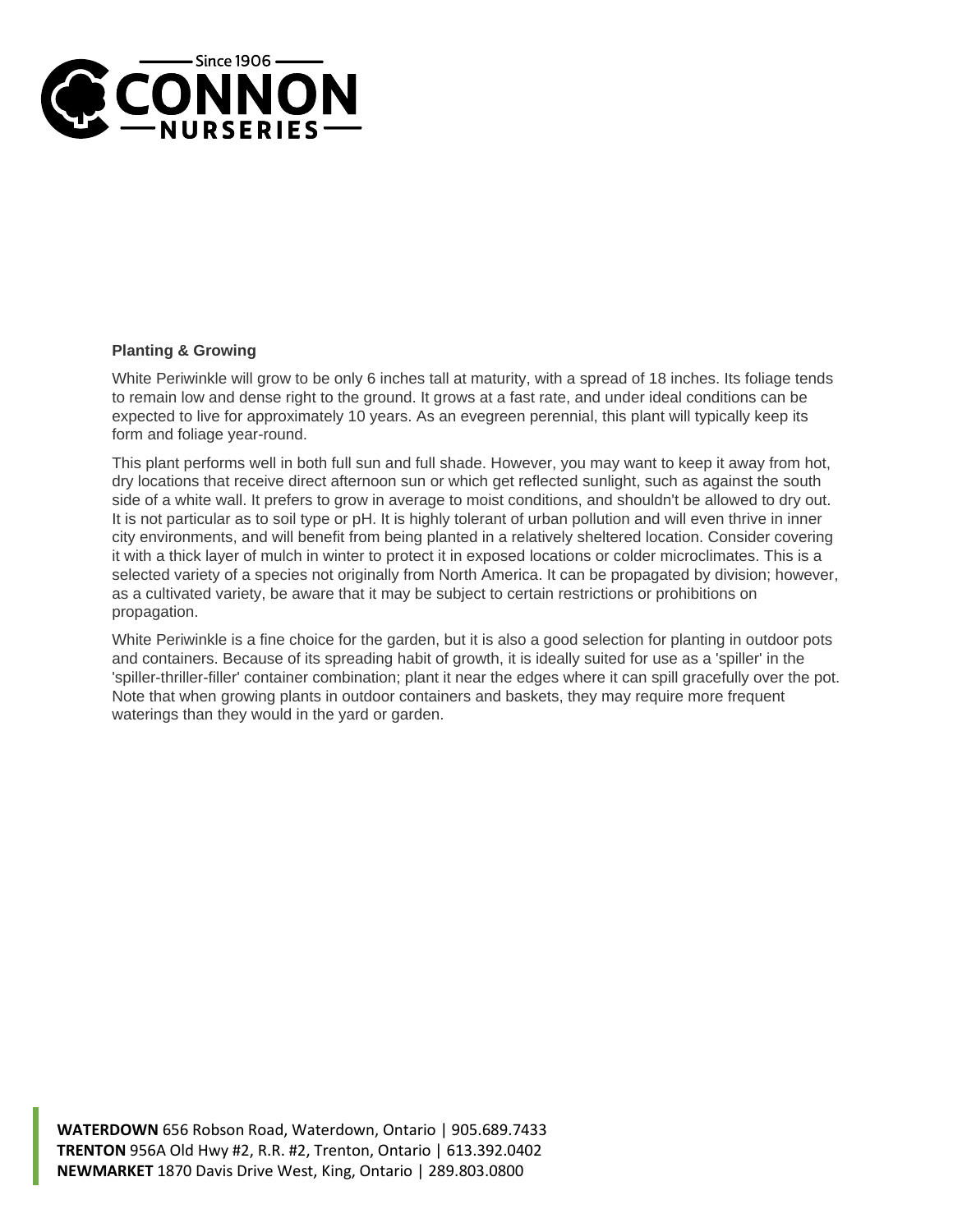**Planting & Growing**

White Periwinkle will grow to be only 6 inches tall at maturity, with a spread of 18 inches. Its foliage tends to remain low and dense right to the ground. It grows at a fast rate, and under ideal conditions can be expected to live for approximately 10 years. As an evegreen perennial, this plant will typically keep its form and foliage year-round.

This plant performs well in both full sun and full shade. However, you may want to keep it away from hot, dry locations that receive direct afternoon sun or which get reflected sunlight, such as against the south side of a white wall. It prefers to grow in average to moist conditions, and shouldn't be allowed to dry out. It is not particular as to soil type or pH. It is highly tolerant of urban pollution and will even thrive in inner city environments, and will benefit from being planted in a relatively sheltered location. Consider covering it with a thick layer of mulch in winter to protect it in exposed locations or colder microclimates. This is a selected variety of a species not originally from North America. It can be propagated by division; however, as a cultivated variety, be aware that it may be subject to certain restrictions or prohibitions on propagation.

White Periwinkle is a fine choice for the garden, but it is also a good selection for planting in outdoor pots and containers. Because of its spreading habit of growth, it is ideally suited for use as a 'spiller' in the 'spiller-thriller-filler' container combination; plant it near the edges where it can spill gracefully over the pot. Note that when growing plants in outdoor containers and baskets, they may require more frequent waterings than they would in the yard or garden.